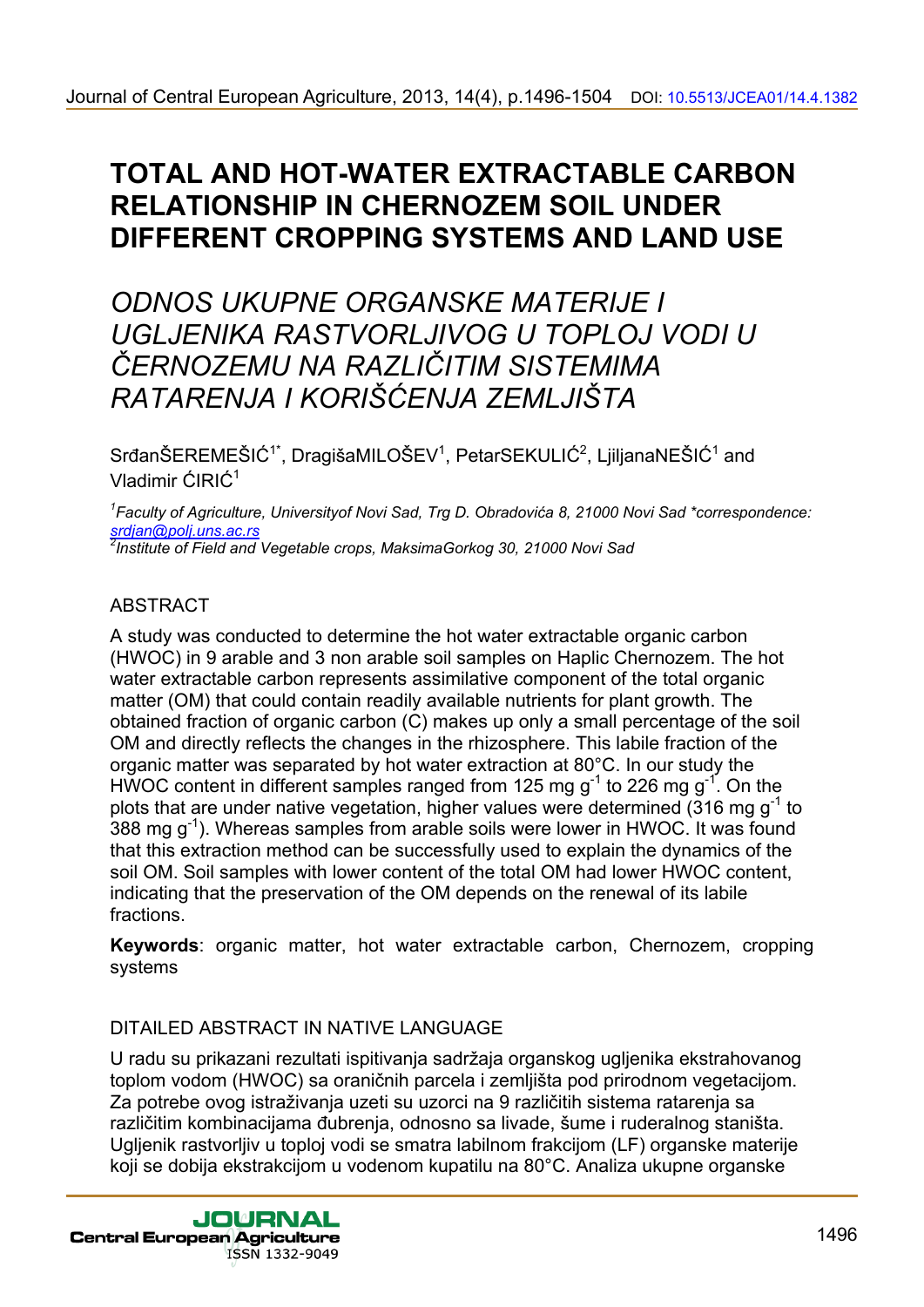# TOTAL AND HOT-WATER EXTRACTABLE CARBON RELATIONSHIP IN CHERNOZEM SOIL UNDER DIFFERENT CROPPING SYSTEMS AND LAND USE

# *ODNOS UKUPNE ORGANSKE MATERIJE I UGLJENIKA RASTVORLJIVOG U TOPLOJ VODI U ČERNOZEMU NA RAZLIČITIM SISTEMIMA RATARENJA I KORIŠĆENJA ZEMLJIŠTA*

SrđanŠEREMEŠIĆ[1*], DragišaMILOŠEV[1], PetarSEKULIĆ[2], LjiljanaNEŠIĆ[1] and Vladimir ĆIRIĆ[1]

*[1]Faculty of Agriculture, Universityof Novi Sad, Trg D. Obradovića 8, 21000 Novi Sad \*correspondence: srdjan@polj.uns.ac.rs*
*[2]Institute of Field and Vegetable crops, MaksimaGorkog 30, 21000 Novi Sad*

## ABSTRACT

A study was conducted to determine the hot water extractable organic carbon (HWOC) in 9 arable and 3 non arable soil samples on Haplic Chernozem. The hot water extractable carbon represents assimilative component of the total organic matter (OM) that could contain readily available nutrients for plant growth. The obtained fraction of organic carbon (C) makes up only a small percentage of the soil OM and directly reflects the changes in the rhizosphere. This labile fraction of the organic matter was separated by hot water extraction at 80°C. In our study the HWOC content in different samples ranged from 125 mg $g^{-1}$ to 226 mg $g^{-1}$. On the plots that are under native vegetation, higher values were determined (316 mg $g^{-1}$ to 388 mg $g^{-1}$). Whereas samples from arable soils were lower in HWOC. It was found that this extraction method can be successfully used to explain the dynamics of the soil OM. Soil samples with lower content of the total OM had lower HWOC content, indicating that the preservation of the OM depends on the renewal of its labile fractions.

**Keywords**: organic matter, hot water extractable carbon, Chernozem, cropping systems

## DITAILED ABSTRACT IN NATIVE LANGUAGE

U radu su prikazani rezultati ispitivanja sadržaja organskog ugljenika ekstrahovanog toplom vodom (HWOC) sa oraničnih parcela i zemljišta pod prirodnom vegetacijom. Za potrebe ovog istraživanja uzeti su uzorci na 9 različitih sistema ratarenja sa različitim kombinacijama đubrenja, odnosno sa livade, šume i ruderalnog staništa. Ugljenik rastvorljiv u toploj vodi se smatra labilnom frakcijom (LF) organske materije koji se dobija ekstrakcijom u vodenom kupatilu na 80°C. Analiza ukupne organske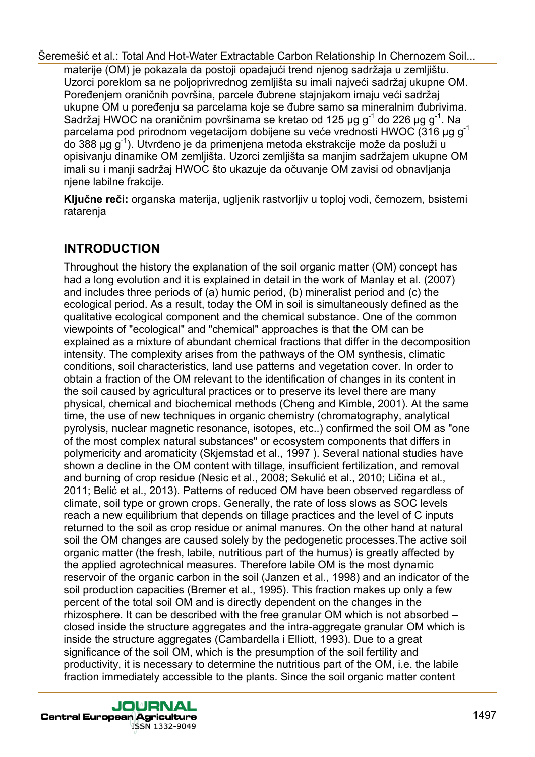materije (OM) je pokazala da postoji opadajući trend njenog sadržaja u zemljištu. Uzorci poreklom sa ne poljoprivrednog zemljišta su imali najveći sadržaj ukupne OM. Poređenjem oraničnih površina, parcele đubrene stajnjakom imaju veći sadržaj ukupne OM u poređenju sa parcelama koje se đubre samo sa mineralnim đubrivima. Sadržaj HWOC na oraničnim površinama se kretao od 125 μg $g^{-1}$ do 226 μg $g^{-1}$. Na parcelama pod prirodnom vegetacijom dobijene su veće vrednosti HWOC (316 μg $g^{-1}$ do 388 μg $g^{-1}$). Utvrđeno je da primenjena metoda ekstrakcije može da posluži u opisivanju dinamike OM zemljišta. Uzorci zemljišta sa manjim sadržajem ukupne OM imali su i manji sadržaj HWOC što ukazuje da očuvanje OM zavisi od obnavljanja njene labilne frakcije.

**Ključne reči:** organska materija, ugljenik rastvorljiv u toploj vodi, černozem, bsistemi ratarenja

## INTRODUCTION

Throughout the history the explanation of the soil organic matter (OM) concept has had a long evolution and it is explained in detail in the work of Manlay et al. (2007) and includes three periods of (a) humic period, (b) mineralist period and (c) the ecological period. As a result, today the OM in soil is simultaneously defined as the qualitative ecological component and the chemical substance. One of the common viewpoints of "ecological" and "chemical" approaches is that the OM can be explained as a mixture of abundant chemical fractions that differ in the decomposition intensity. The complexity arises from the pathways of the OM synthesis, climatic conditions, soil characteristics, land use patterns and vegetation cover. In order to obtain a fraction of the OM relevant to the identification of changes in its content in the soil caused by agricultural practices or to preserve its level there are many physical, chemical and biochemical methods (Cheng and Kimble, 2001). At the same time, the use of new techniques in organic chemistry (chromatography, analytical pyrolysis, nuclear magnetic resonance, isotopes, etc..) confirmed the soil OM as "one of the most complex natural substances" or ecosystem components that differs in polymericity and aromaticity (Skjemstad et al., 1997 ). Several national studies have shown a decline in the OM content with tillage, insufficient fertilization, and removal and burning of crop residue (Nesic et al., 2008; Sekulić et al., 2010; Ličina et al., 2011; Belić et al., 2013). Patterns of reduced OM have been observed regardless of climate, soil type or grown crops. Generally, the rate of loss slows as SOC levels reach a new equilibrium that depends on tillage practices and the level of C inputs returned to the soil as crop residue or animal manures. On the other hand at natural soil the OM changes are caused solely by the pedogenetic processes.The active soil organic matter (the fresh, labile, nutritious part of the humus) is greatly affected by the applied agrotechnical measures. Therefore labile OM is the most dynamic reservoir of the organic carbon in the soil (Janzen et al., 1998) and an indicator of the soil production capacities (Bremer et al., 1995). This fraction makes up only a few percent of the total soil OM and is directly dependent on the changes in the rhizosphere. It can be described with the free granular OM which is not absorbed – closed inside the structure aggregates and the intra-aggregate granular OM which is inside the structure aggregates (Cambardella i Elliott, 1993). Due to a great significance of the soil OM, which is the presumption of the soil fertility and productivity, it is necessary to determine the nutritious part of the OM, i.e. the labile fraction immediately accessible to the plants. Since the soil organic matter content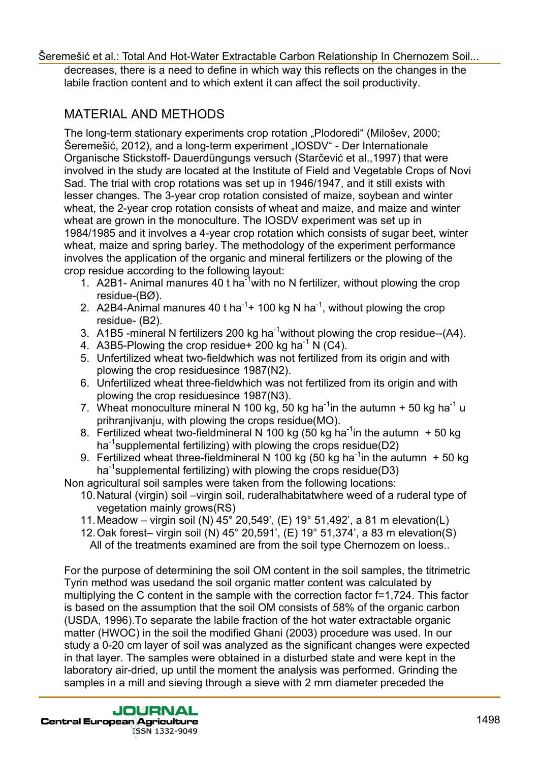decreases, there is a need to define in which way this reflects on the changes in the labile fraction content and to which extent it can affect the soil productivity.

## MATERIAL AND METHODS

The long-term stationary experiments crop rotation „Plodoredi“ (Milošev, 2000; Šeremešić, 2012), and a long-term experiment „IOSDV“ - Der Internationale Organische Stickstoff- Dauerdüngungs versuch (Starčević et al.,1997) that were involved in the study are located at the Institute of Field and Vegetable Crops of Novi Sad. The trial with crop rotations was set up in 1946/1947, and it still exists with lesser changes. The 3-year crop rotation consisted of maize, soybean and winter wheat, the 2-year crop rotation consists of wheat and maize, and maize and winter wheat are grown in the monoculture. The IOSDV experiment was set up in 1984/1985 and it involves a 4-year crop rotation which consists of sugar beet, winter wheat, maize and spring barley. The methodology of the experiment performance involves the application of the organic and mineral fertilizers or the plowing of the crop residue according to the following layout:

1. A2B1- Animal manures 40 t ha$^{-1}$with no N fertilizer, without plowing the crop residue-(BØ).
2. A2B4-Animal manures 40 t ha$^{-1}$+ 100 kg N ha$^{-1}$, without plowing the crop residue- (B2).
3. A1B5 -mineral N fertilizers 200 kg ha$^{-1}$without plowing the crop residue--(A4).
4. A3B5-Plowing the crop residue+ 200 kg ha$^{-1}$ N (C4).
5. Unfertilized wheat two-fieldwhich was not fertilized from its origin and with plowing the crop residuesince 1987(N2).
6. Unfertilized wheat three-fieldwhich was not fertilized from its origin and with plowing the crop residuesince 1987(N3).
7. Wheat monoculture mineral N 100 kg, 50 kg ha$^{-1}$in the autumn + 50 kg ha$^{-1}$ u prihranjivanju, with plowing the crops residue(MO).
8. Fertilized wheat two-fieldmineral N 100 kg (50 kg ha$^{-1}$in the autumn + 50 kg ha$^{-1}$supplemental fertilizing) with plowing the crops residue(D2)
9. Fertilized wheat three-fieldmineral N 100 kg (50 kg ha$^{-1}$in the autumn + 50 kg ha$^{-1}$supplemental fertilizing) with plowing the crops residue(D3)

Non agricultural soil samples were taken from the following locations:

10. Natural (virgin) soil –virgin soil, ruderalhabitatwhere weed of a ruderal type of vegetation mainly grows(RS)
11. Meadow – virgin soil (N) 45° 20,549’, (E) 19° 51,492’, a 81 m elevation(L)
12. Oak forest– virgin soil (N) 45° 20,591’, (E) 19° 51,374’, a 83 m elevation(S)

All of the treatments examined are from the soil type Chernozem on loess..

For the purpose of determining the soil OM content in the soil samples, the titrimetric Tyrin method was usedand the soil organic matter content was calculated by multiplying the C content in the sample with the correction factor f=1,724. This factor is based on the assumption that the soil OM consists of 58% of the organic carbon (USDA, 1996).To separate the labile fraction of the hot water extractable organic matter (HWOC) in the soil the modified Ghani (2003) procedure was used. In our study a 0-20 cm layer of soil was analyzed as the significant changes were expected in that layer. The samples were obtained in a disturbed state and were kept in the laboratory air-dried, up until the moment the analysis was performed. Grinding the samples in a mill and sieving through a sieve with 2 mm diameter preceded the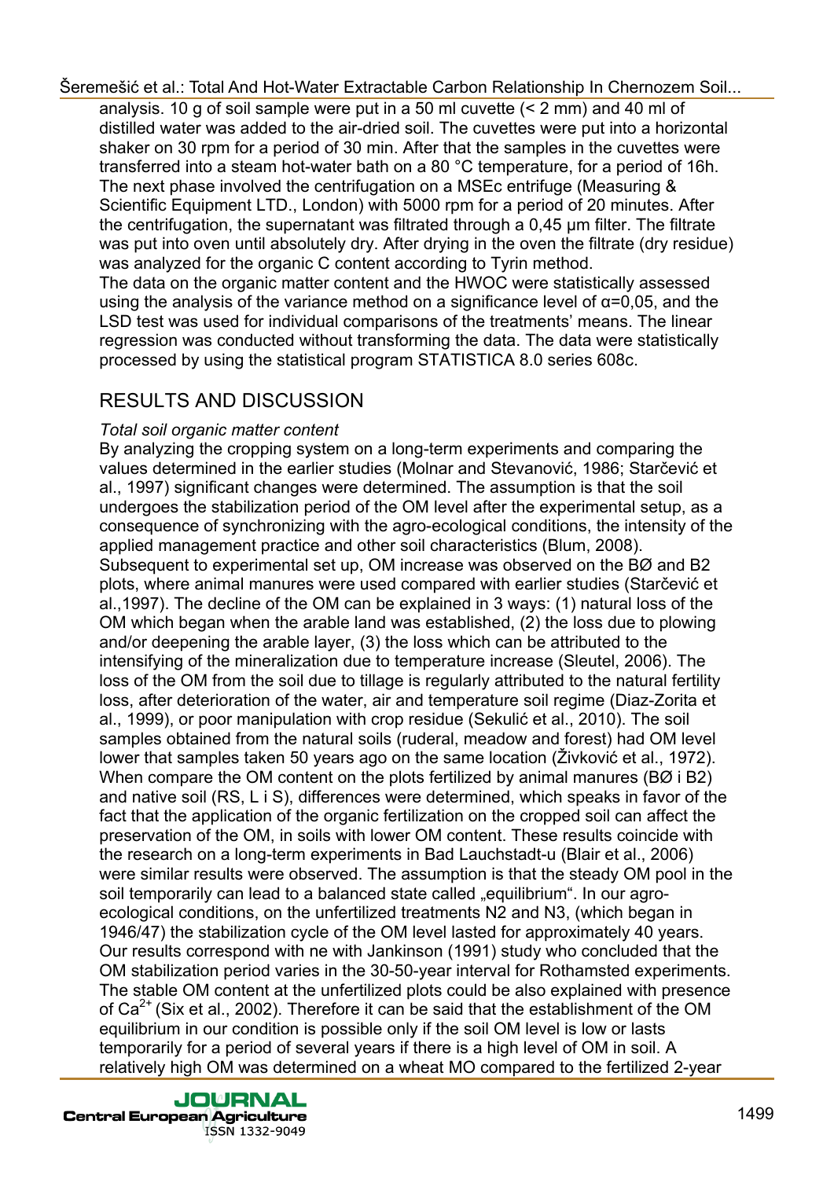analysis. 10 g of soil sample were put in a 50 ml cuvette (< 2 mm) and 40 ml of distilled water was added to the air-dried soil. The cuvettes were put into a horizontal shaker on 30 rpm for a period of 30 min. After that the samples in the cuvettes were transferred into a steam hot-water bath on a 80 °C temperature, for a period of 16h. The next phase involved the centrifugation on a MSEc entrifuge (Measuring & Scientific Equipment LTD., London) with 5000 rpm for a period of 20 minutes. After the centrifugation, the supernatant was filtrated through a 0,45 μm filter. The filtrate was put into oven until absolutely dry. After drying in the oven the filtrate (dry residue) was analyzed for the organic C content according to Tyrin method.

The data on the organic matter content and the HWOC were statistically assessed using the analysis of the variance method on a significance level of $\alpha$=0,05, and the LSD test was used for individual comparisons of the treatments' means. The linear regression was conducted without transforming the data. The data were statistically processed by using the statistical program STATISTICA 8.0 series 608c.

## RESULTS AND DISCUSSION

*Total soil organic matter content*

By analyzing the cropping system on a long-term experiments and comparing the values determined in the earlier studies (Molnar and Stevanović, 1986; Starčević et al., 1997) significant changes were determined. The assumption is that the soil undergoes the stabilization period of the OM level after the experimental setup, as a consequence of synchronizing with the agro-ecological conditions, the intensity of the applied management practice and other soil characteristics (Blum, 2008).

Subsequent to experimental set up, OM increase was observed on the BØ and B2 plots, where animal manures were used compared with earlier studies (Starčević et al.,1997). The decline of the OM can be explained in 3 ways: (1) natural loss of the OM which began when the arable land was established, (2) the loss due to plowing and/or deepening the arable layer, (3) the loss which can be attributed to the intensifying of the mineralization due to temperature increase (Sleutel, 2006). The loss of the OM from the soil due to tillage is regularly attributed to the natural fertility loss, after deterioration of the water, air and temperature soil regime (Diaz-Zorita et al., 1999), or poor manipulation with crop residue (Sekulić et al., 2010). The soil samples obtained from the natural soils (ruderal, meadow and forest) had OM level lower that samples taken 50 years ago on the same location (Živković et al., 1972). When compare the OM content on the plots fertilized by animal manures (BØ i B2) and native soil (RS, L i S), differences were determined, which speaks in favor of the fact that the application of the organic fertilization on the cropped soil can affect the preservation of the OM, in soils with lower OM content. These results coincide with the research on a long-term experiments in Bad Lauchstadt-u (Blair et al., 2006) were similar results were observed. The assumption is that the steady OM pool in the soil temporarily can lead to a balanced state called „equilibrium". In our agro-ecological conditions, on the unfertilized treatments N2 and N3, (which began in 1946/47) the stabilization cycle of the OM level lasted for approximately 40 years. Our results correspond with ne with Jankinson (1991) study who concluded that the OM stabilization period varies in the 30-50-year interval for Rothamsted experiments. The stable OM content at the unfertilized plots could be also explained with presence of $Ca^{2+}$ (Six et al., 2002). Therefore it can be said that the establishment of the OM equilibrium in our condition is possible only if the soil OM level is low or lasts temporarily for a period of several years if there is a high level of OM in soil. A relatively high OM was determined on a wheat MO compared to the fertilized 2-year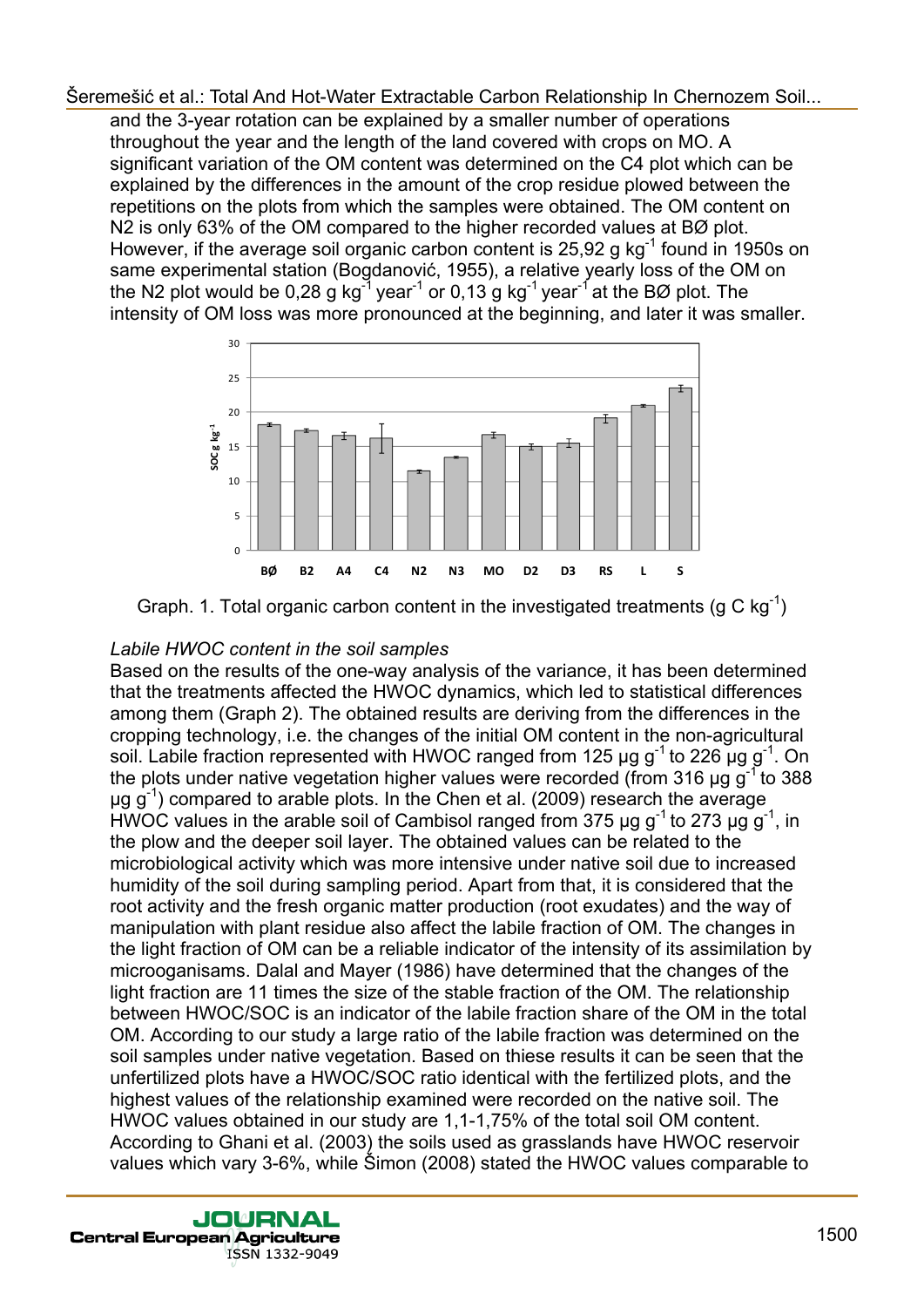and the 3-year rotation can be explained by a smaller number of operations throughout the year and the length of the land covered with crops on MO. A significant variation of the OM content was determined on the C4 plot which can be explained by the differences in the amount of the crop residue plowed between the repetitions on the plots from which the samples were obtained. The OM content on N2 is only 63% of the OM compared to the higher recorded values at BØ plot. However, if the average soil organic carbon content is 25,92 g $kg^{-1}$ found in 1950s on same experimental station (Bogdanović, 1955), a relative yearly loss of the OM on the N2 plot would be 0,28 g $kg^{-1}$ $year^{-1}$ or 0,13 g $kg^{-1}$ $year^{-1}$ at the BØ plot. The intensity of OM loss was more pronounced at the beginning, and later it was smaller.

Graph. 1. Total organic carbon content in the investigated treatments (g C $kg^{-1}$)

*Labile HWOC content in the soil samples*

Based on the results of the one-way analysis of the variance, it has been determined that the treatments affected the HWOC dynamics, which led to statistical differences among them (Graph 2). The obtained results are deriving from the differences in the cropping technology, i.e. the changes of the initial OM content in the non-agricultural soil. Labile fraction represented with HWOC ranged from 125 µg $g^{-1}$ to 226 µg $g^{-1}$. On the plots under native vegetation higher values were recorded (from 316 µg $g^{-1}$ to 388 µg $g^{-1}$) compared to arable plots. In the Chen et al. (2009) research the average HWOC values in the arable soil of Cambisol ranged from 375 µg $g^{-1}$ to 273 µg $g^{-1}$, in the plow and the deeper soil layer. The obtained values can be related to the microbiological activity which was more intensive under native soil due to increased humidity of the soil during sampling period. Apart from that, it is considered that the root activity and the fresh organic matter production (root exudates) and the way of manipulation with plant residue also affect the labile fraction of OM. The changes in the light fraction of OM can be a reliable indicator of the intensity of its assimilation by microoganisams. Dalal and Mayer (1986) have determined that the changes of the light fraction are 11 times the size of the stable fraction of the OM. The relationship between HWOC/SOC is an indicator of the labile fraction share of the OM in the total OM. According to our study a large ratio of the labile fraction was determined on the soil samples under native vegetation. Based on thiese results it can be seen that the unfertilized plots have a HWOC/SOC ratio identical with the fertilized plots, and the highest values of the relationship examined were recorded on the native soil. The HWOC values obtained in our study are 1,1-1,75% of the total soil OM content. According to Ghani et al. (2003) the soils used as grasslands have HWOC reservoir values which vary 3-6%, while Šimon (2008) stated the HWOC values comparable to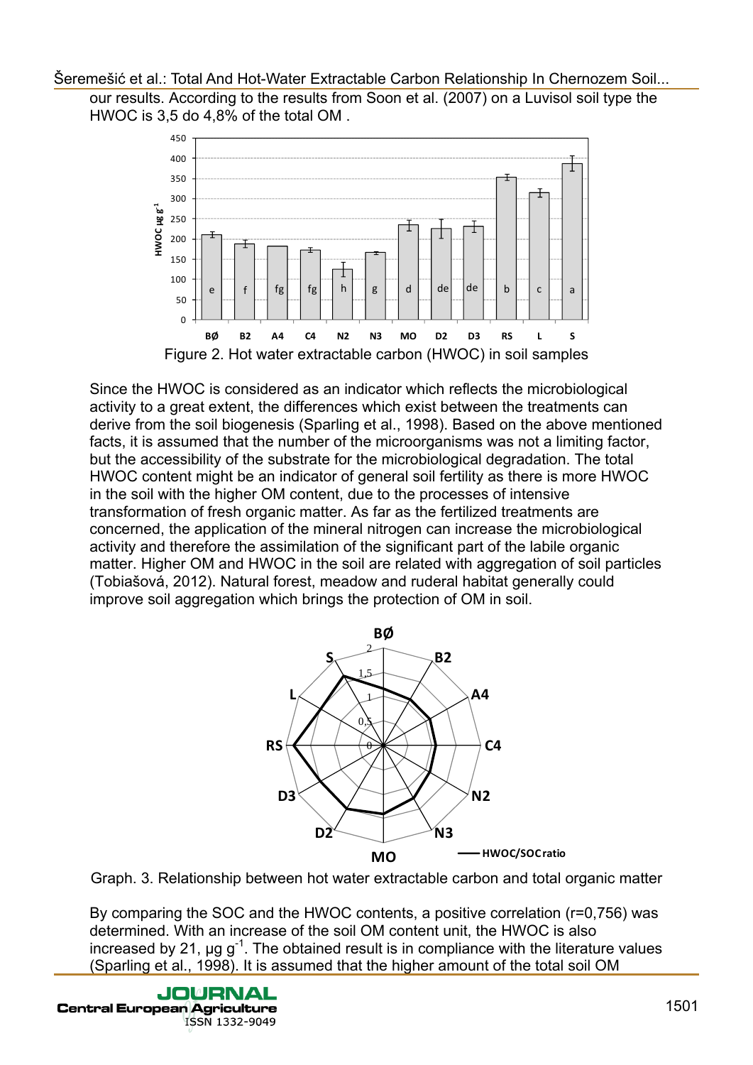our results. According to the results from Soon et al. (2007) on a Luvisol soil type the HWOC is 3,5 do 4,8% of the total OM .

Figure 2. Hot water extractable carbon (HWOC) in soil samples

Since the HWOC is considered as an indicator which reflects the microbiological activity to a great extent, the differences which exist between the treatments can derive from the soil biogenesis (Sparling et al., 1998). Based on the above mentioned facts, it is assumed that the number of the microorganisms was not a limiting factor, but the accessibility of the substrate for the microbiological degradation. The total HWOC content might be an indicator of general soil fertility as there is more HWOC in the soil with the higher OM content, due to the processes of intensive transformation of fresh organic matter. As far as the fertilized treatments are concerned, the application of the mineral nitrogen can increase the microbiological activity and therefore the assimilation of the significant part of the labile organic matter. Higher OM and HWOC in the soil are related with aggregation of soil particles (Tobiašová, 2012). Natural forest, meadow and ruderal habitat generally could improve soil aggregation which brings the protection of OM in soil.

Graph. 3. Relationship between hot water extractable carbon and total organic matter

By comparing the SOC and the HWOC contents, a positive correlation (r=0,756) was determined. With an increase of the soil OM content unit, the HWOC is also increased by 21, μg $g^{-1}$. The obtained result is in compliance with the literature values (Sparling et al., 1998). It is assumed that the higher amount of the total soil OM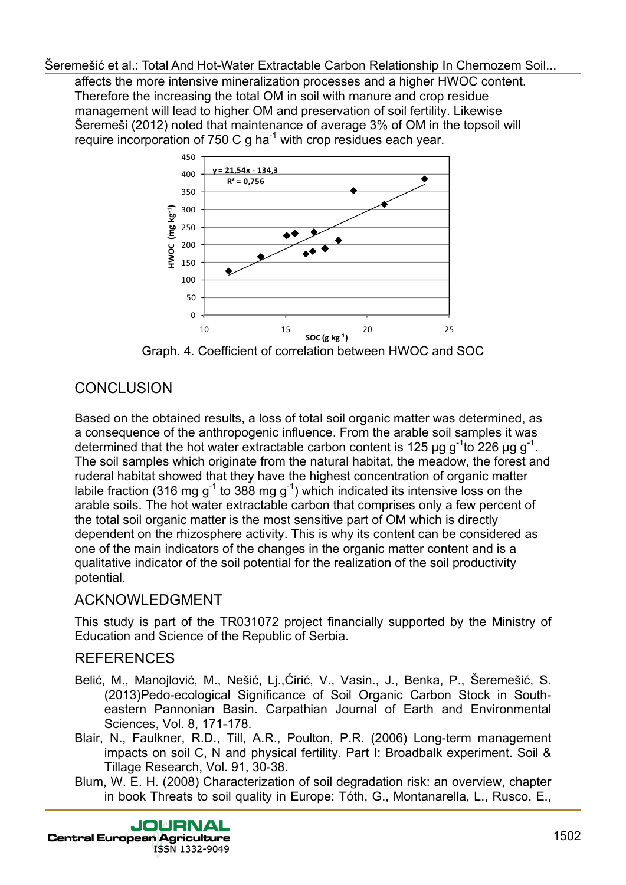affects the more intensive mineralization processes and a higher HWOC content. Therefore the increasing the total OM in soil with manure and crop residue management will lead to higher OM and preservation of soil fertility. Likewise Šeremeši (2012) noted that maintenance of average 3% of OM in the topsoil will require incorporation of 750 C g ha$^{-1}$ with crop residues each year.

Graph. 4. Coefficient of correlation between HWOC and SOC

## CONCLUSION

Based on the obtained results, a loss of total soil organic matter was determined, as a consequence of the anthropogenic influence. From the arable soil samples it was determined that the hot water extractable carbon content is 125 µg g$^{-1}$to 226 µg g$^{-1}$. The soil samples which originate from the natural habitat, the meadow, the forest and ruderal habitat showed that they have the highest concentration of organic matter labile fraction (316 mg g$^{-1}$ to 388 mg g$^{-1}$) which indicated its intensive loss on the arable soils. The hot water extractable carbon that comprises only a few percent of the total soil organic matter is the most sensitive part of OM which is directly dependent on the rhizosphere activity. This is why its content can be considered as one of the main indicators of the changes in the organic matter content and is a qualitative indicator of the soil potential for the realization of the soil productivity potential.

## ACKNOWLEDGMENT

This study is part of the TR031072 project financially supported by the Ministry of Education and Science of the Republic of Serbia.

## REFERENCES

Belić, M., Manojlović, M., Nešić, Lj.,Ćirić, V., Vasin., J., Benka, P., Šeremešić, S. (2013)Pedo-ecological Significance of Soil Organic Carbon Stock in South-eastern Pannonian Basin. Carpathian Journal of Earth and Environmental Sciences, Vol. 8, 171-178.

Blair, N., Faulkner, R.D., Till, A.R., Poulton, P.R. (2006) Long-term management impacts on soil C, N and physical fertility. Part I: Broadbalk experiment. Soil & Tillage Research, Vol. 91, 30-38.

Blum, W. E. H. (2008) Characterization of soil degradation risk: an overview, chapter in book Threats to soil quality in Europe: Tóth, G., Montanarella, L., Rusco, E.,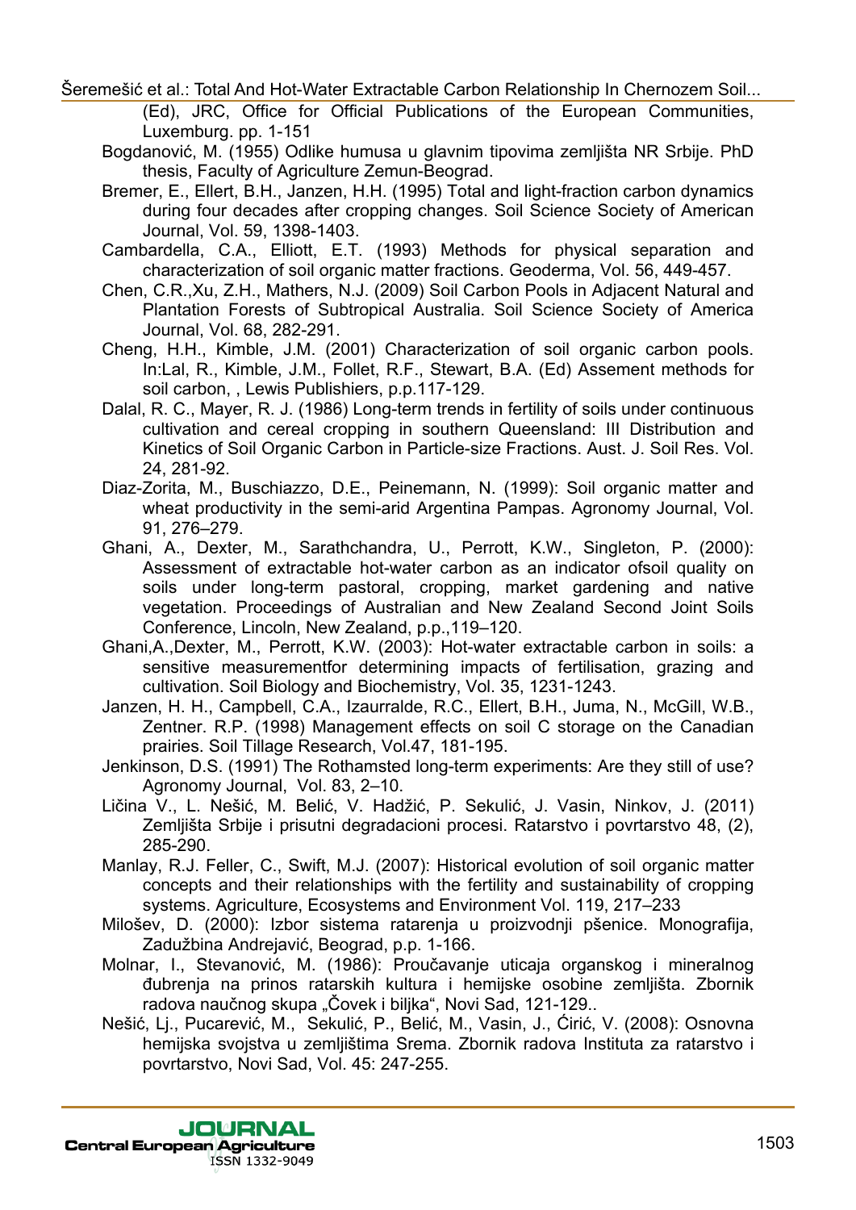(Ed), JRC, Office for Official Publications of the European Communities, Luxemburg. pp. 1-151

Bogdanović, M. (1955) Odlike humusa u glavnim tipovima zemljišta NR Srbije. PhD thesis, Faculty of Agriculture Zemun-Beograd.

Bremer, E., Ellert, B.H., Janzen, H.H. (1995) Total and light-fraction carbon dynamics during four decades after cropping changes. Soil Science Society of American Journal, Vol. 59, 1398-1403.

Cambardella, C.A., Elliott, E.T. (1993) Methods for physical separation and characterization of soil organic matter fractions. Geoderma, Vol. 56, 449-457.

Chen, C.R.,Xu, Z.H., Mathers, N.J. (2009) Soil Carbon Pools in Adjacent Natural and Plantation Forests of Subtropical Australia. Soil Science Society of America Journal, Vol. 68, 282-291.

Cheng, H.H., Kimble, J.M. (2001) Characterization of soil organic carbon pools. In:Lal, R., Kimble, J.M., Follet, R.F., Stewart, B.A. (Ed) Assement methods for soil carbon, , Lewis Publishiers, p.p.117-129.

Dalal, R. C., Mayer, R. J. (1986) Long-term trends in fertility of soils under continuous cultivation and cereal cropping in southern Queensland: III Distribution and Kinetics of Soil Organic Carbon in Particle-size Fractions. Aust. J. Soil Res. Vol. 24, 281-92.

Diaz-Zorita, M., Buschiazzo, D.E., Peinemann, N. (1999): Soil organic matter and wheat productivity in the semi-arid Argentina Pampas. Agronomy Journal, Vol. 91, 276–279.

Ghani, A., Dexter, M., Sarathchandra, U., Perrott, K.W., Singleton, P. (2000): Assessment of extractable hot-water carbon as an indicator ofsoil quality on soils under long-term pastoral, cropping, market gardening and native vegetation. Proceedings of Australian and New Zealand Second Joint Soils Conference, Lincoln, New Zealand, p.p.,119–120.

Ghani,A.,Dexter, M., Perrott, K.W. (2003): Hot-water extractable carbon in soils: a sensitive measurementfor determining impacts of fertilisation, grazing and cultivation. Soil Biology and Biochemistry, Vol. 35, 1231-1243.

Janzen, H. H., Campbell, C.A., Izaurralde, R.C., Ellert, B.H., Juma, N., McGill, W.B., Zentner. R.P. (1998) Management effects on soil C storage on the Canadian prairies. Soil Tillage Research, Vol.47, 181-195.

Jenkinson, D.S. (1991) The Rothamsted long-term experiments: Are they still of use? Agronomy Journal, Vol. 83, 2–10.

Ličina V., L. Nešić, M. Belić, V. Hadžić, P. Sekulić, J. Vasin, Ninkov, J. (2011) Zemljišta Srbije i prisutni degradacioni procesi. Ratarstvo i povrtarstvo 48, (2), 285-290.

Manlay, R.J. Feller, C., Swift, M.J. (2007): Historical evolution of soil organic matter concepts and their relationships with the fertility and sustainability of cropping systems. Agriculture, Ecosystems and Environment Vol. 119, 217–233

Milošev, D. (2000): Izbor sistema ratarenja u proizvodnji pšenice. Monografija, Zadužbina Andrejavić, Beograd, p.p. 1-166.

Molnar, I., Stevanović, M. (1986): Proučavanje uticaja organskog i mineralnog đubrenja na prinos ratarskih kultura i hemijske osobine zemljišta. Zbornik radova naučnog skupa „Čovek i biljka", Novi Sad, 121-129..

Nešić, Lj., Pucarević, M., Sekulić, P., Belić, M., Vasin, J., Ćirić, V. (2008): Osnovna hemijska svojstva u zemljištima Srema. Zbornik radova Instituta za ratarstvo i povrtarstvo, Novi Sad, Vol. 45: 247-255.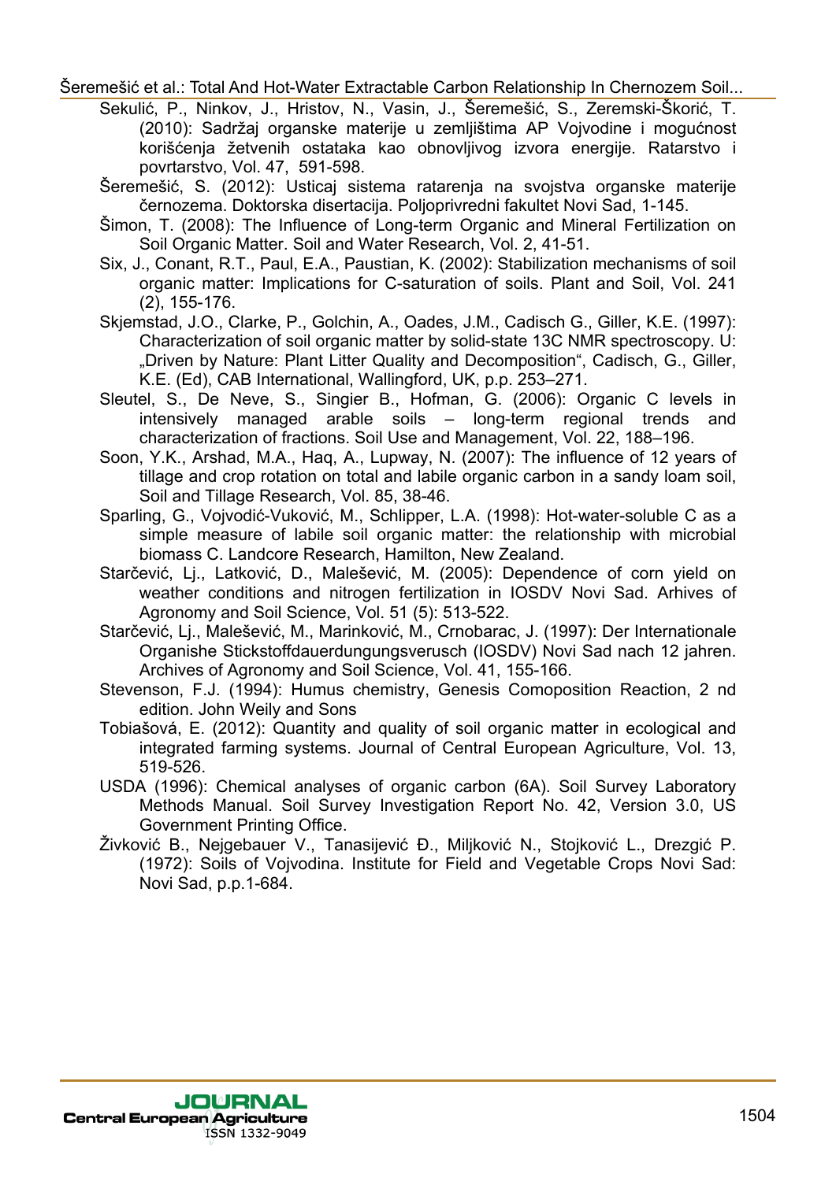Sekulić, P., Ninkov, J., Hristov, N., Vasin, J., Šeremešić, S., Zeremski-Škorić, T. (2010): Sadržaj organske materije u zemljištima AP Vojvodine i mogućnost korišćenja žetvenih ostataka kao obnovljivog izvora energije. Ratarstvo i povrtarstvo, Vol. 47, 591-598.

Šeremešić, S. (2012): Usticaj sistema ratarenja na svojstva organske materije černozema. Doktorska disertacija. Poljoprivredni fakultet Novi Sad, 1-145.

Šimon, T. (2008): The Influence of Long-term Organic and Mineral Fertilization on Soil Organic Matter. Soil and Water Research, Vol. 2, 41-51.

Six, J., Conant, R.T., Paul, E.A., Paustian, K. (2002): Stabilization mechanisms of soil organic matter: Implications for C-saturation of soils. Plant and Soil, Vol. 241 (2), 155-176.

Skjemstad, J.O., Clarke, P., Golchin, A., Oades, J.M., Cadisch G., Giller, K.E. (1997): Characterization of soil organic matter by solid-state 13C NMR spectroscopy. U: „Driven by Nature: Plant Litter Quality and Decomposition", Cadisch, G., Giller, K.E. (Ed), CAB International, Wallingford, UK, p.p. 253–271.

Sleutel, S., De Neve, S., Singier B., Hofman, G. (2006): Organic C levels in intensively managed arable soils – long-term regional trends and characterization of fractions. Soil Use and Management, Vol. 22, 188–196.

Soon, Y.K., Arshad, M.A., Haq, A., Lupway, N. (2007): The influence of 12 years of tillage and crop rotation on total and labile organic carbon in a sandy loam soil, Soil and Tillage Research, Vol. 85, 38-46.

Sparling, G., Vojvodić-Vuković, M., Schlipper, L.A. (1998): Hot-water-soluble C as a simple measure of labile soil organic matter: the relationship with microbial biomass C. Landcore Research, Hamilton, New Zealand.

Starčević, Lj., Latković, D., Malešević, M. (2005): Dependence of corn yield on weather conditions and nitrogen fertilization in IOSDV Novi Sad. Arhives of Agronomy and Soil Science, Vol. 51 (5): 513-522.

Starčević, Lj., Malešević, M., Marinković, M., Crnobarac, J. (1997): Der Internationale Organishe Stickstoffdauerdungungsverusch (IOSDV) Novi Sad nach 12 jahren. Archives of Agronomy and Soil Science, Vol. 41, 155-166.

Stevenson, F.J. (1994): Humus chemistry, Genesis Comoposition Reaction, 2 nd edition. John Weily and Sons

Tobiašová, E. (2012): Quantity and quality of soil organic matter in ecological and integrated farming systems. Journal of Central European Agriculture, Vol. 13, 519-526.

USDA (1996): Chemical analyses of organic carbon (6A). Soil Survey Laboratory Methods Manual. Soil Survey Investigation Report No. 42, Version 3.0, US Government Printing Office.

Živković B., Nejgebauer V., Tanasijević Đ., Miljković N., Stojković L., Drezgić P. (1972): Soils of Vojvodina. Institute for Field and Vegetable Crops Novi Sad: Novi Sad, p.p.1-684.